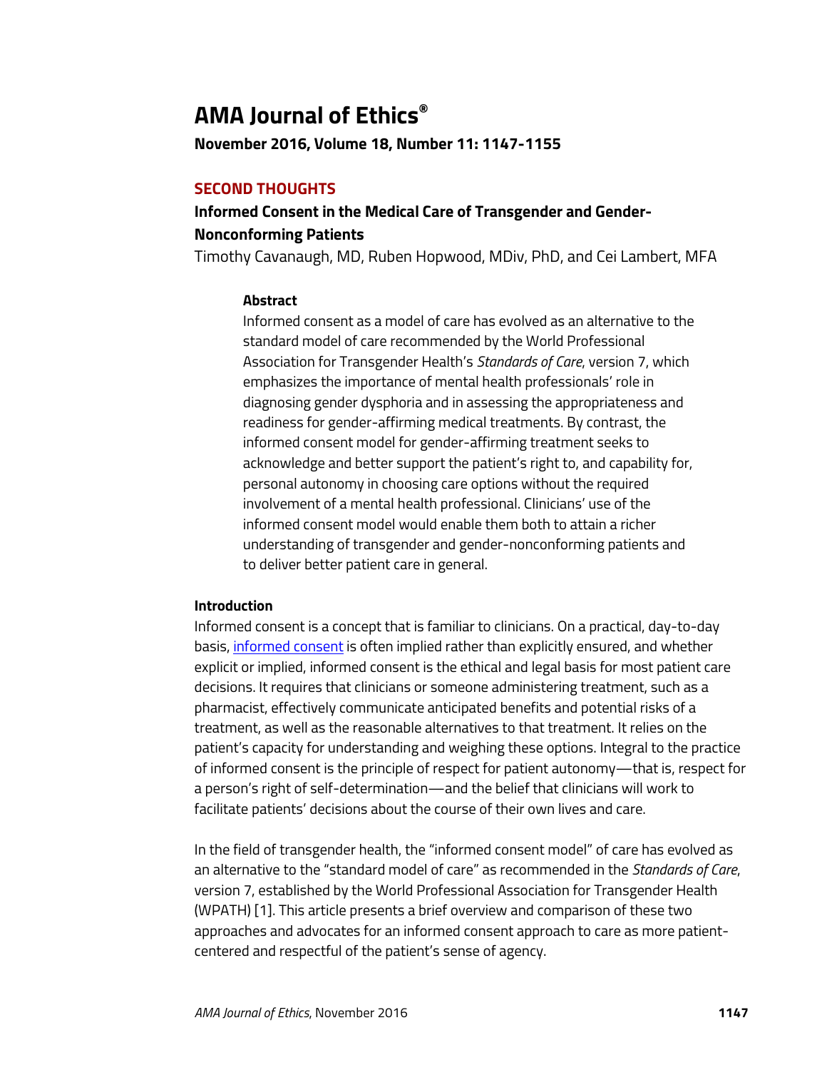# AMA Journal of Ethics®

**November 2016, Volume 18, Number 11: 1147-1155**

## SECOND THOUGHTS

### Informed Consent in the Medical Care of Transgender and Gender-Nonconforming Patients

Timothy Cavanaugh, MD, Ruben Hopwood, MDiv, PhD, and Cei Lambert, MFA

#### Abstract

Informed consent as a model of care has evolved as an alternative to the standard model of care recommended by the World Professional Association for Transgender Health's *Standards of Care*, version 7, which emphasizes the importance of mental health professionals' role in diagnosing gender dysphoria and in assessing the appropriateness and readiness for gender-affirming medical treatments. By contrast, the informed consent model for gender-affirming treatment seeks to acknowledge and better support the patient's right to, and capability for, personal autonomy in choosing care options without the required involvement of a mental health professional. Clinicians' use of the informed consent model would enable them both to attain a richer understanding of transgender and gender-nonconforming patients and to deliver better patient care in general.

#### Introduction

Informed consent is a concept that is familiar to clinicians. On a practical, day-to-day basis, informed consent is often implied rather than explicitly ensured, and whether explicit or implied, informed consent is the ethical and legal basis for most patient care decisions. It requires that clinicians or someone administering treatment, such as a pharmacist, effectively communicate anticipated benefits and potential risks of a treatment, as well as the reasonable alternatives to that treatment. It relies on the patient's capacity for understanding and weighing these options. Integral to the practice of informed consent is the principle of respect for patient autonomy—that is, respect for a person's right of self-determination—and the belief that clinicians will work to facilitate patients' decisions about the course of their own lives and care.

In the field of transgender health, the "informed consent model" of care has evolved as an alternative to the "standard model of care" as recommended in the *Standards of Care*, version 7, established by the World Professional Association for Transgender Health (WPATH) [1]. This article presents a brief overview and comparison of these two approaches and advocates for an informed consent approach to care as more patient-centered and respectful of the patient's sense of agency.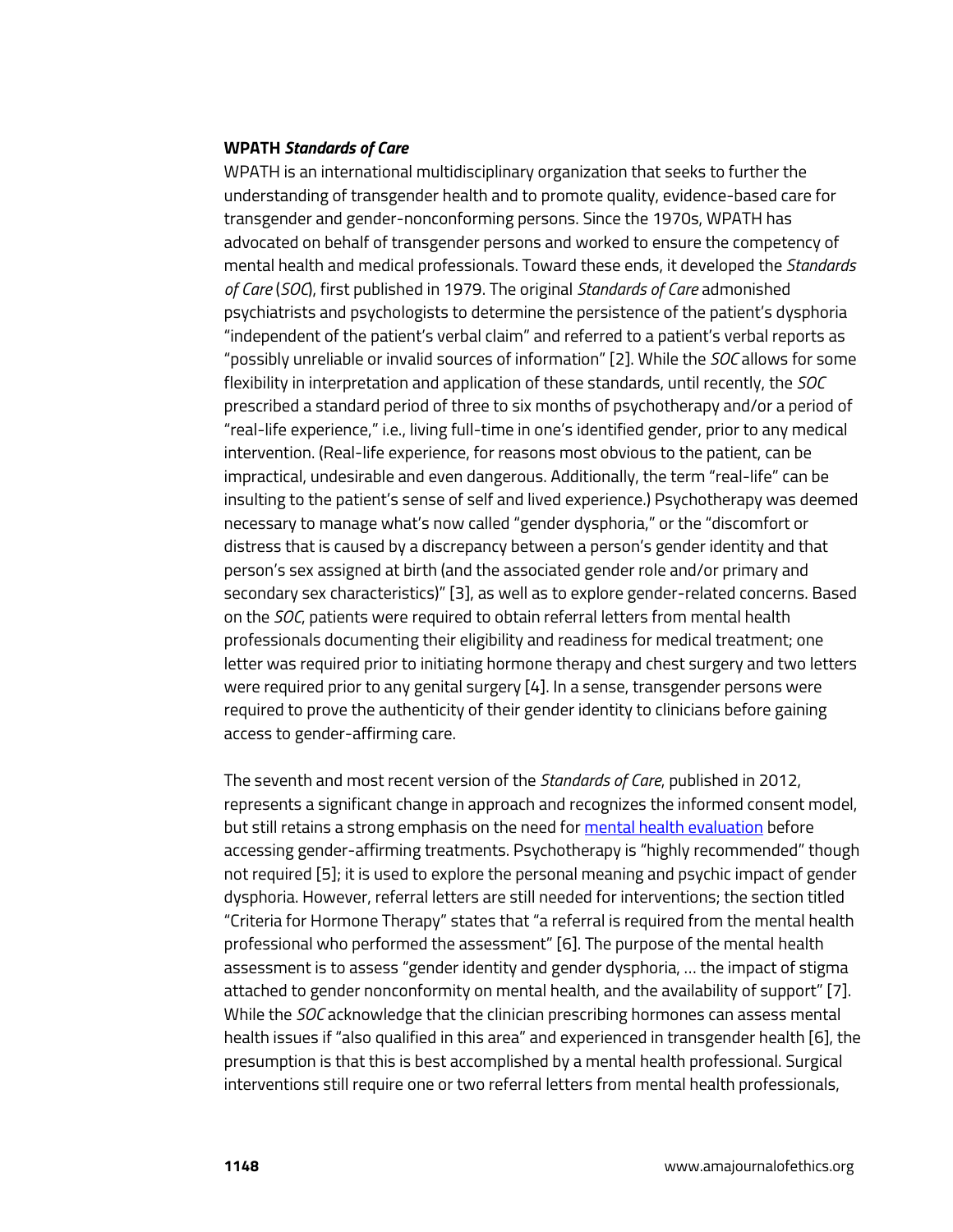### WPATH *Standards of Care*

WPATH is an international multidisciplinary organization that seeks to further the understanding of transgender health and to promote quality, evidence-based care for transgender and gender-nonconforming persons. Since the 1970s, WPATH has advocated on behalf of transgender persons and worked to ensure the competency of mental health and medical professionals. Toward these ends, it developed the *Standards of Care* (*SOC*), first published in 1979. The original *Standards of Care* admonished psychiatrists and psychologists to determine the persistence of the patient's dysphoria "independent of the patient's verbal claim" and referred to a patient's verbal reports as "possibly unreliable or invalid sources of information" [2]. While the *SOC* allows for some flexibility in interpretation and application of these standards, until recently, the *SOC* prescribed a standard period of three to six months of psychotherapy and/or a period of "real-life experience," i.e., living full-time in one's identified gender, prior to any medical intervention. (Real-life experience, for reasons most obvious to the patient, can be impractical, undesirable and even dangerous. Additionally, the term "real-life" can be insulting to the patient's sense of self and lived experience.) Psychotherapy was deemed necessary to manage what's now called "gender dysphoria," or the "discomfort or distress that is caused by a discrepancy between a person's gender identity and that person's sex assigned at birth (and the associated gender role and/or primary and secondary sex characteristics)" [3], as well as to explore gender-related concerns. Based on the *SOC*, patients were required to obtain referral letters from mental health professionals documenting their eligibility and readiness for medical treatment; one letter was required prior to initiating hormone therapy and chest surgery and two letters were required prior to any genital surgery [4]. In a sense, transgender persons were required to prove the authenticity of their gender identity to clinicians before gaining access to gender-affirming care.

The seventh and most recent version of the *Standards of Care*, published in 2012, represents a significant change in approach and recognizes the informed consent model, but still retains a strong emphasis on the need for mental health evaluation before accessing gender-affirming treatments. Psychotherapy is "highly recommended" though not required [5]; it is used to explore the personal meaning and psychic impact of gender dysphoria. However, referral letters are still needed for interventions; the section titled "Criteria for Hormone Therapy" states that "a referral is required from the mental health professional who performed the assessment" [6]. The purpose of the mental health assessment is to assess "gender identity and gender dysphoria, … the impact of stigma attached to gender nonconformity on mental health, and the availability of support" [7]. While the *SOC* acknowledge that the clinician prescribing hormones can assess mental health issues if "also qualified in this area" and experienced in transgender health [6], the presumption is that this is best accomplished by a mental health professional. Surgical interventions still require one or two referral letters from mental health professionals,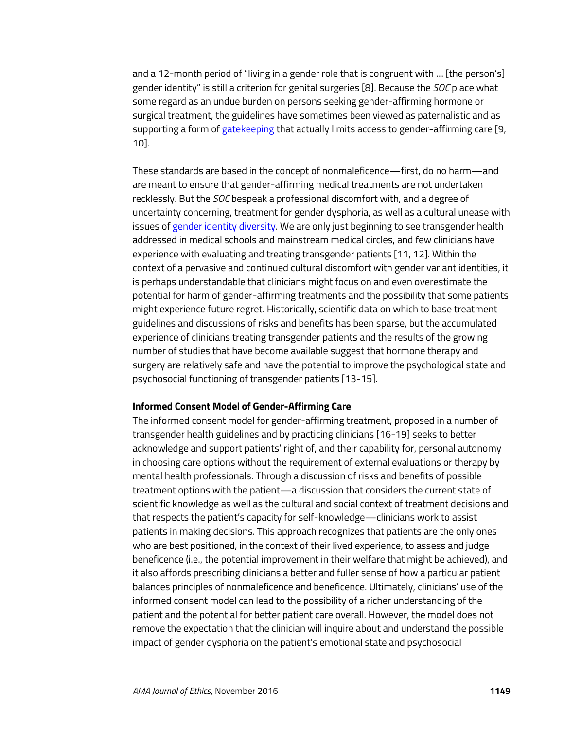and a 12-month period of "living in a gender role that is congruent with … [the person's] gender identity" is still a criterion for genital surgeries [8]. Because the *SOC* place what some regard as an undue burden on persons seeking gender-affirming hormone or surgical treatment, the guidelines have sometimes been viewed as paternalistic and as supporting a form of gatekeeping that actually limits access to gender-affirming care [9, 10].

These standards are based in the concept of nonmaleficence—first, do no harm—and are meant to ensure that gender-affirming medical treatments are not undertaken recklessly. But the *SOC* bespeak a professional discomfort with, and a degree of uncertainty concerning, treatment for gender dysphoria, as well as a cultural unease with issues of gender identity diversity. We are only just beginning to see transgender health addressed in medical schools and mainstream medical circles, and few clinicians have experience with evaluating and treating transgender patients [11, 12]. Within the context of a pervasive and continued cultural discomfort with gender variant identities, it is perhaps understandable that clinicians might focus on and even overestimate the potential for harm of gender-affirming treatments and the possibility that some patients might experience future regret. Historically, scientific data on which to base treatment guidelines and discussions of risks and benefits has been sparse, but the accumulated experience of clinicians treating transgender patients and the results of the growing number of studies that have become available suggest that hormone therapy and surgery are relatively safe and have the potential to improve the psychological state and psychosocial functioning of transgender patients [13-15].

**Informed Consent Model of Gender-Affirming Care**

The informed consent model for gender-affirming treatment, proposed in a number of transgender health guidelines and by practicing clinicians [16-19] seeks to better acknowledge and support patients' right of, and their capability for, personal autonomy in choosing care options without the requirement of external evaluations or therapy by mental health professionals. Through a discussion of risks and benefits of possible treatment options with the patient—a discussion that considers the current state of scientific knowledge as well as the cultural and social context of treatment decisions and that respects the patient's capacity for self-knowledge—clinicians work to assist patients in making decisions. This approach recognizes that patients are the only ones who are best positioned, in the context of their lived experience, to assess and judge beneficence (i.e., the potential improvement in their welfare that might be achieved), and it also affords prescribing clinicians a better and fuller sense of how a particular patient balances principles of nonmaleficence and beneficence. Ultimately, clinicians' use of the informed consent model can lead to the possibility of a richer understanding of the patient and the potential for better patient care overall. However, the model does not remove the expectation that the clinician will inquire about and understand the possible impact of gender dysphoria on the patient's emotional state and psychosocial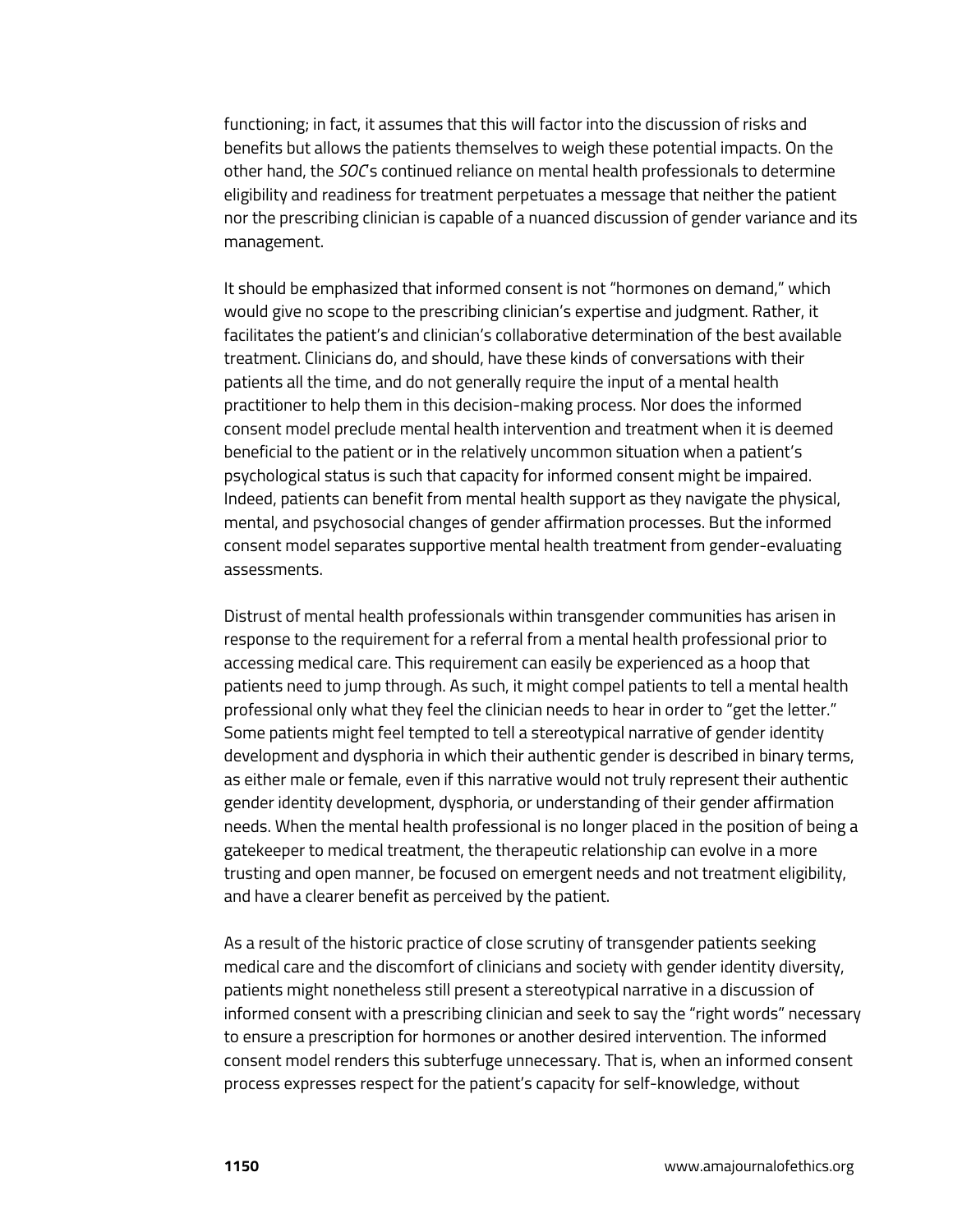functioning; in fact, it assumes that this will factor into the discussion of risks and benefits but allows the patients themselves to weigh these potential impacts. On the other hand, the *SOC*'s continued reliance on mental health professionals to determine eligibility and readiness for treatment perpetuates a message that neither the patient nor the prescribing clinician is capable of a nuanced discussion of gender variance and its management.

It should be emphasized that informed consent is not "hormones on demand," which would give no scope to the prescribing clinician's expertise and judgment. Rather, it facilitates the patient's and clinician's collaborative determination of the best available treatment. Clinicians do, and should, have these kinds of conversations with their patients all the time, and do not generally require the input of a mental health practitioner to help them in this decision-making process. Nor does the informed consent model preclude mental health intervention and treatment when it is deemed beneficial to the patient or in the relatively uncommon situation when a patient's psychological status is such that capacity for informed consent might be impaired. Indeed, patients can benefit from mental health support as they navigate the physical, mental, and psychosocial changes of gender affirmation processes. But the informed consent model separates supportive mental health treatment from gender-evaluating assessments.

Distrust of mental health professionals within transgender communities has arisen in response to the requirement for a referral from a mental health professional prior to accessing medical care. This requirement can easily be experienced as a hoop that patients need to jump through. As such, it might compel patients to tell a mental health professional only what they feel the clinician needs to hear in order to "get the letter." Some patients might feel tempted to tell a stereotypical narrative of gender identity development and dysphoria in which their authentic gender is described in binary terms, as either male or female, even if this narrative would not truly represent their authentic gender identity development, dysphoria, or understanding of their gender affirmation needs. When the mental health professional is no longer placed in the position of being a gatekeeper to medical treatment, the therapeutic relationship can evolve in a more trusting and open manner, be focused on emergent needs and not treatment eligibility, and have a clearer benefit as perceived by the patient.

As a result of the historic practice of close scrutiny of transgender patients seeking medical care and the discomfort of clinicians and society with gender identity diversity, patients might nonetheless still present a stereotypical narrative in a discussion of informed consent with a prescribing clinician and seek to say the "right words" necessary to ensure a prescription for hormones or another desired intervention. The informed consent model renders this subterfuge unnecessary. That is, when an informed consent process expresses respect for the patient's capacity for self-knowledge, without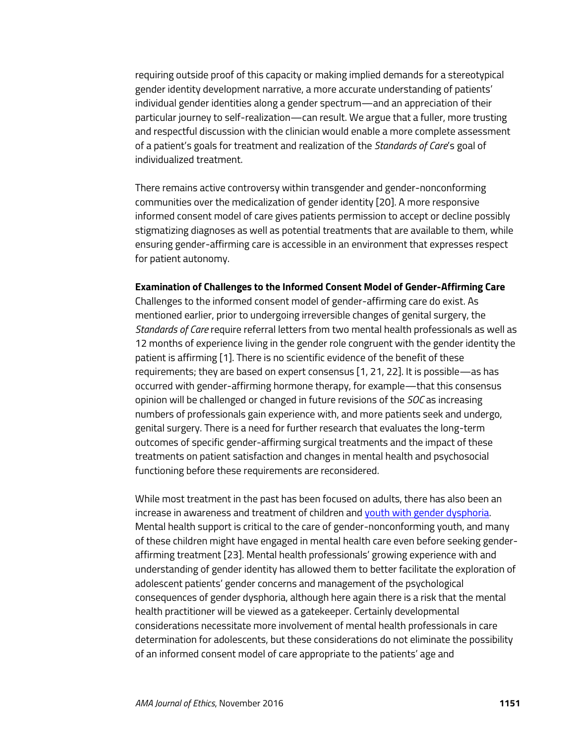requiring outside proof of this capacity or making implied demands for a stereotypical gender identity development narrative, a more accurate understanding of patients' individual gender identities along a gender spectrum—and an appreciation of their particular journey to self-realization—can result. We argue that a fuller, more trusting and respectful discussion with the clinician would enable a more complete assessment of a patient's goals for treatment and realization of the *Standards of Care*'s goal of individualized treatment.

There remains active controversy within transgender and gender-nonconforming communities over the medicalization of gender identity [20]. A more responsive informed consent model of care gives patients permission to accept or decline possibly stigmatizing diagnoses as well as potential treatments that are available to them, while ensuring gender-affirming care is accessible in an environment that expresses respect for patient autonomy.

**Examination of Challenges to the Informed Consent Model of Gender-Affirming Care**

Challenges to the informed consent model of gender-affirming care do exist. As mentioned earlier, prior to undergoing irreversible changes of genital surgery, the *Standards of Care* require referral letters from two mental health professionals as well as 12 months of experience living in the gender role congruent with the gender identity the patient is affirming [1]. There is no scientific evidence of the benefit of these requirements; they are based on expert consensus [1, 21, 22]. It is possible—as has occurred with gender-affirming hormone therapy, for example—that this consensus opinion will be challenged or changed in future revisions of the *SOC* as increasing numbers of professionals gain experience with, and more patients seek and undergo, genital surgery. There is a need for further research that evaluates the long-term outcomes of specific gender-affirming surgical treatments and the impact of these treatments on patient satisfaction and changes in mental health and psychosocial functioning before these requirements are reconsidered.

While most treatment in the past has been focused on adults, there has also been an increase in awareness and treatment of children and youth with gender dysphoria. Mental health support is critical to the care of gender-nonconforming youth, and many of these children might have engaged in mental health care even before seeking gender-affirming treatment [23]. Mental health professionals' growing experience with and understanding of gender identity has allowed them to better facilitate the exploration of adolescent patients' gender concerns and management of the psychological consequences of gender dysphoria, although here again there is a risk that the mental health practitioner will be viewed as a gatekeeper. Certainly developmental considerations necessitate more involvement of mental health professionals in care determination for adolescents, but these considerations do not eliminate the possibility of an informed consent model of care appropriate to the patients' age and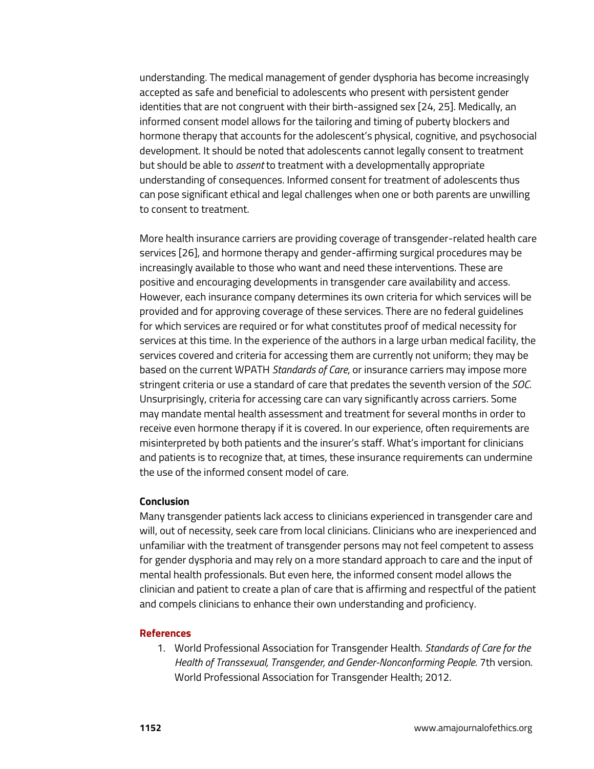understanding. The medical management of gender dysphoria has become increasingly accepted as safe and beneficial to adolescents who present with persistent gender identities that are not congruent with their birth-assigned sex [24, 25]. Medically, an informed consent model allows for the tailoring and timing of puberty blockers and hormone therapy that accounts for the adolescent's physical, cognitive, and psychosocial development. It should be noted that adolescents cannot legally consent to treatment but should be able to *assent* to treatment with a developmentally appropriate understanding of consequences. Informed consent for treatment of adolescents thus can pose significant ethical and legal challenges when one or both parents are unwilling to consent to treatment.

More health insurance carriers are providing coverage of transgender-related health care services [26], and hormone therapy and gender-affirming surgical procedures may be increasingly available to those who want and need these interventions. These are positive and encouraging developments in transgender care availability and access. However, each insurance company determines its own criteria for which services will be provided and for approving coverage of these services. There are no federal guidelines for which services are required or for what constitutes proof of medical necessity for services at this time. In the experience of the authors in a large urban medical facility, the services covered and criteria for accessing them are currently not uniform; they may be based on the current WPATH *Standards of Care*, or insurance carriers may impose more stringent criteria or use a standard of care that predates the seventh version of the *SOC*. Unsurprisingly, criteria for accessing care can vary significantly across carriers. Some may mandate mental health assessment and treatment for several months in order to receive even hormone therapy if it is covered. In our experience, often requirements are misinterpreted by both patients and the insurer's staff. What's important for clinicians and patients is to recognize that, at times, these insurance requirements can undermine the use of the informed consent model of care.

**Conclusion**

Many transgender patients lack access to clinicians experienced in transgender care and will, out of necessity, seek care from local clinicians. Clinicians who are inexperienced and unfamiliar with the treatment of transgender persons may not feel competent to assess for gender dysphoria and may rely on a more standard approach to care and the input of mental health professionals. But even here, the informed consent model allows the clinician and patient to create a plan of care that is affirming and respectful of the patient and compels clinicians to enhance their own understanding and proficiency.

## References

1. World Professional Association for Transgender Health. *Standards of Care for the Health of Transsexual, Transgender, and Gender-Nonconforming People*. 7th version. World Professional Association for Transgender Health; 2012.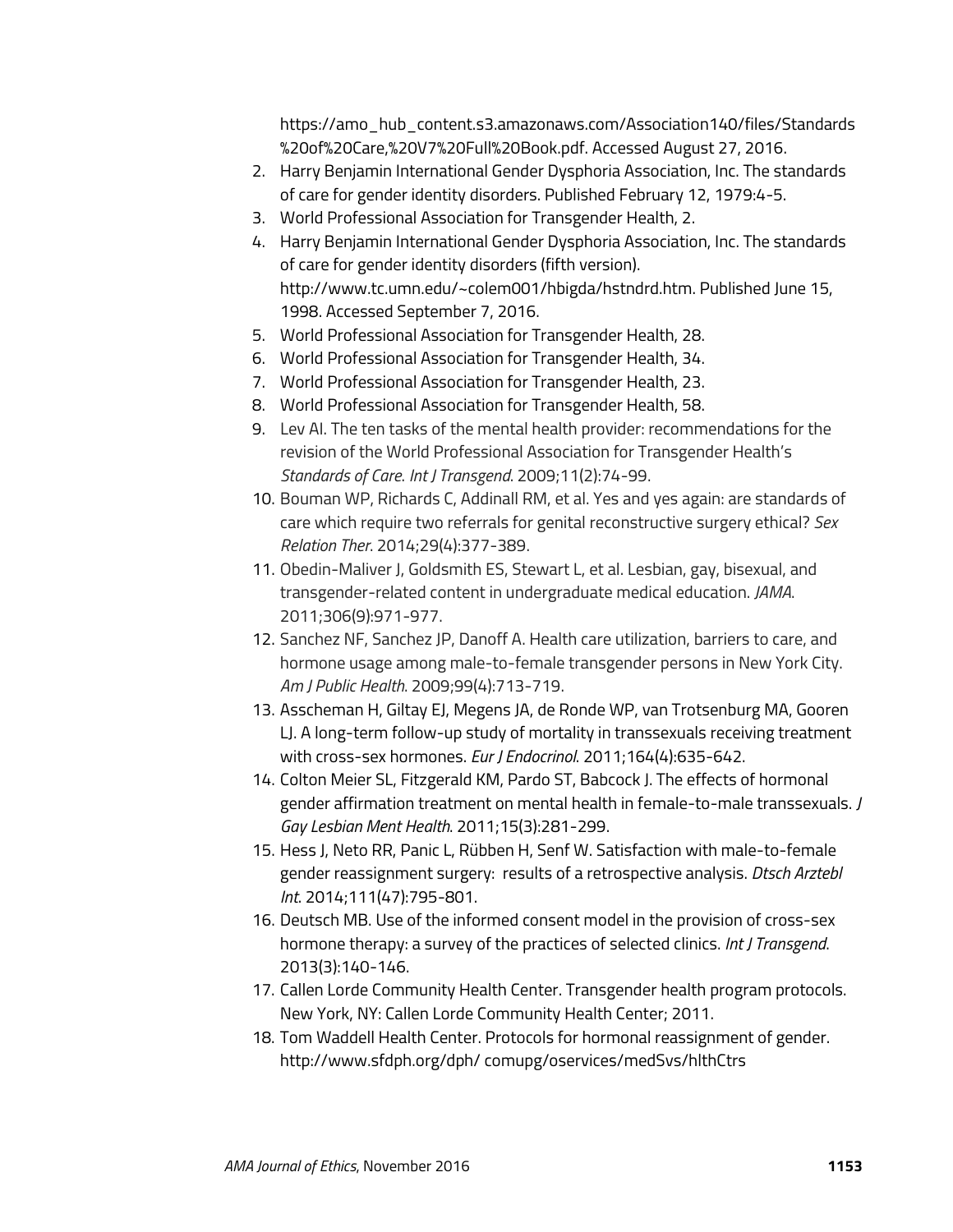https://amo_hub_content.s3.amazonaws.com/Association140/files/Standards%20of%20Care,%20V7%20Full%20Book.pdf. Accessed August 27, 2016.

2. Harry Benjamin International Gender Dysphoria Association, Inc. The standards of care for gender identity disorders. Published February 12, 1979:4-5.
3. World Professional Association for Transgender Health, 2.
4. Harry Benjamin International Gender Dysphoria Association, Inc. The standards of care for gender identity disorders (fifth version). http://www.tc.umn.edu/~colem001/hbigda/hstndrd.htm. Published June 15, 1998. Accessed September 7, 2016.
5. World Professional Association for Transgender Health, 28.
6. World Professional Association for Transgender Health, 34.
7. World Professional Association for Transgender Health, 23.
8. World Professional Association for Transgender Health, 58.
9. Lev AI. The ten tasks of the mental health provider: recommendations for the revision of the World Professional Association for Transgender Health's *Standards of Care*. *Int J Transgend*. 2009;11(2):74-99.
10. Bouman WP, Richards C, Addinall RM, et al. Yes and yes again: are standards of care which require two referrals for genital reconstructive surgery ethical? *Sex Relation Ther.* 2014;29(4):377-389.
11. Obedin-Maliver J, Goldsmith ES, Stewart L, et al. Lesbian, gay, bisexual, and transgender-related content in undergraduate medical education. *JAMA.* 2011;306(9):971-977.
12. Sanchez NF, Sanchez JP, Danoff A. Health care utilization, barriers to care, and hormone usage among male-to-female transgender persons in New York City. *Am J Public Health*. 2009;99(4):713-719.
13. Asscheman H, Giltay EJ, Megens JA, de Ronde WP, van Trotsenburg MA, Gooren LJ. A long-term follow-up study of mortality in transsexuals receiving treatment with cross-sex hormones. *Eur J Endocrinol*. 2011;164(4):635-642.
14. Colton Meier SL, Fitzgerald KM, Pardo ST, Babcock J. The effects of hormonal gender affirmation treatment on mental health in female-to-male transsexuals. *J Gay Lesbian Ment Health*. 2011;15(3):281-299.
15. Hess J, Neto RR, Panic L, Rübben H, Senf W. Satisfaction with male-to-female gender reassignment surgery: results of a retrospective analysis. *Dtsch Arztebl Int*. 2014;111(47):795-801.
16. Deutsch MB. Use of the informed consent model in the provision of cross-sex hormone therapy: a survey of the practices of selected clinics. *Int J Transgend*. 2013(3):140-146.
17. Callen Lorde Community Health Center. Transgender health program protocols. New York, NY: Callen Lorde Community Health Center; 2011.
18. Tom Waddell Health Center. Protocols for hormonal reassignment of gender. http://www.sfdph.org/dph/ comupg/oservices/medSvs/hlthCtrs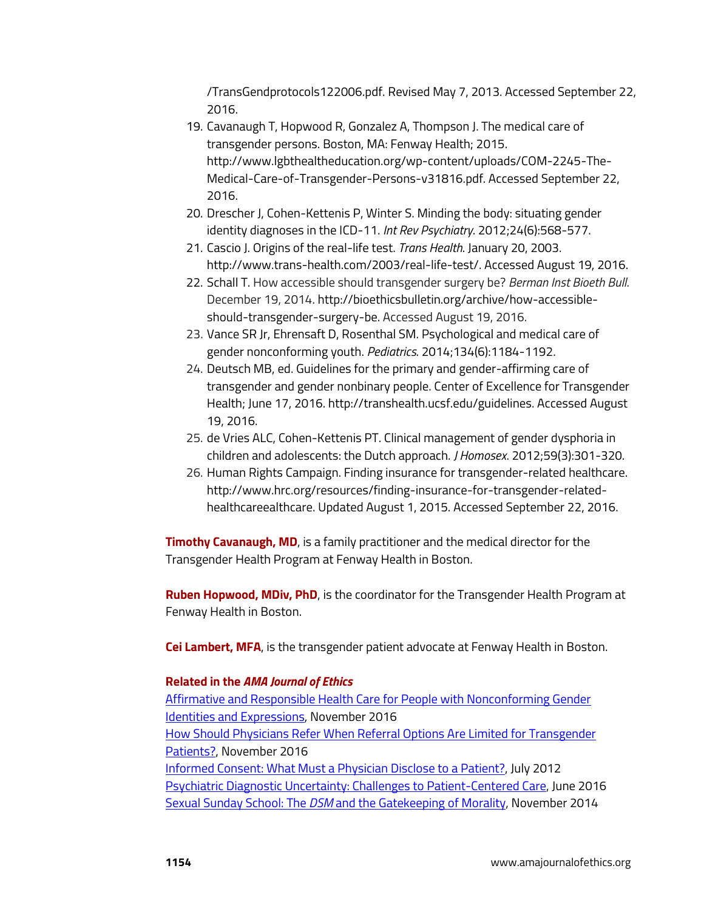/TransGendprotocols122006.pdf. Revised May 7, 2013. Accessed September 22, 2016.

19. Cavanaugh T, Hopwood R, Gonzalez A, Thompson J. The medical care of transgender persons. Boston, MA: Fenway Health; 2015. http://www.lgbthealtheducation.org/wp-content/uploads/COM-2245-The-Medical-Care-of-Transgender-Persons-v31816.pdf. Accessed September 22, 2016.
20. Drescher J, Cohen-Kettenis P, Winter S. Minding the body: situating gender identity diagnoses in the ICD-11. *Int Rev Psychiatry*. 2012;24(6):568-577.
21. Cascio J. Origins of the real-life test. *Trans Health*. January 20, 2003. http://www.trans-health.com/2003/real-life-test/. Accessed August 19, 2016.
22. Schall T. How accessible should transgender surgery be? *Berman Inst Bioeth Bull*. December 19, 2014. http://bioethicsbulletin.org/archive/how-accessible-should-transgender-surgery-be. Accessed August 19, 2016.
23. Vance SR Jr, Ehrensaft D, Rosenthal SM. Psychological and medical care of gender nonconforming youth. *Pediatrics*. 2014;134(6):1184-1192.
24. Deutsch MB, ed. Guidelines for the primary and gender-affirming care of transgender and gender nonbinary people. Center of Excellence for Transgender Health; June 17, 2016. http://transhealth.ucsf.edu/guidelines. Accessed August 19, 2016.
25. de Vries ALC, Cohen-Kettenis PT. Clinical management of gender dysphoria in children and adolescents: the Dutch approach. *J Homosex*. 2012;59(3):301-320.
26. Human Rights Campaign. Finding insurance for transgender-related healthcare. http://www.hrc.org/resources/finding-insurance-for-transgender-related-healthcareealthcare. Updated August 1, 2015. Accessed September 22, 2016.

**Timothy Cavanaugh, MD**, is a family practitioner and the medical director for the Transgender Health Program at Fenway Health in Boston.

**Ruben Hopwood, MDiv, PhD**, is the coordinator for the Transgender Health Program at Fenway Health in Boston.

**Cei Lambert, MFA**, is the transgender patient advocate at Fenway Health in Boston.

**Related in the *AMA Journal of Ethics***

Affirmative and Responsible Health Care for People with Nonconforming Gender Identities and Expressions, November 2016
How Should Physicians Refer When Referral Options Are Limited for Transgender Patients?, November 2016
Informed Consent: What Must a Physician Disclose to a Patient?, July 2012
Psychiatric Diagnostic Uncertainty: Challenges to Patient-Centered Care, June 2016
Sexual Sunday School: The *DSM* and the Gatekeeping of Morality, November 2014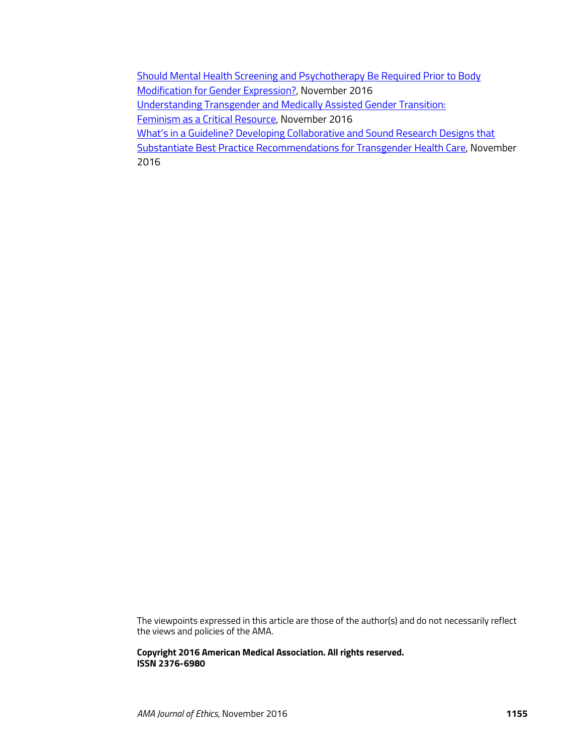Should Mental Health Screening and Psychotherapy Be Required Prior to Body Modification for Gender Expression?, November 2016
Understanding Transgender and Medically Assisted Gender Transition: Feminism as a Critical Resource, November 2016
What's in a Guideline? Developing Collaborative and Sound Research Designs that Substantiate Best Practice Recommendations for Transgender Health Care, November 2016

The viewpoints expressed in this article are those of the author(s) and do not necessarily reflect the views and policies of the AMA.

**Copyright 2016 American Medical Association. All rights reserved.**
**ISSN 2376-6980**